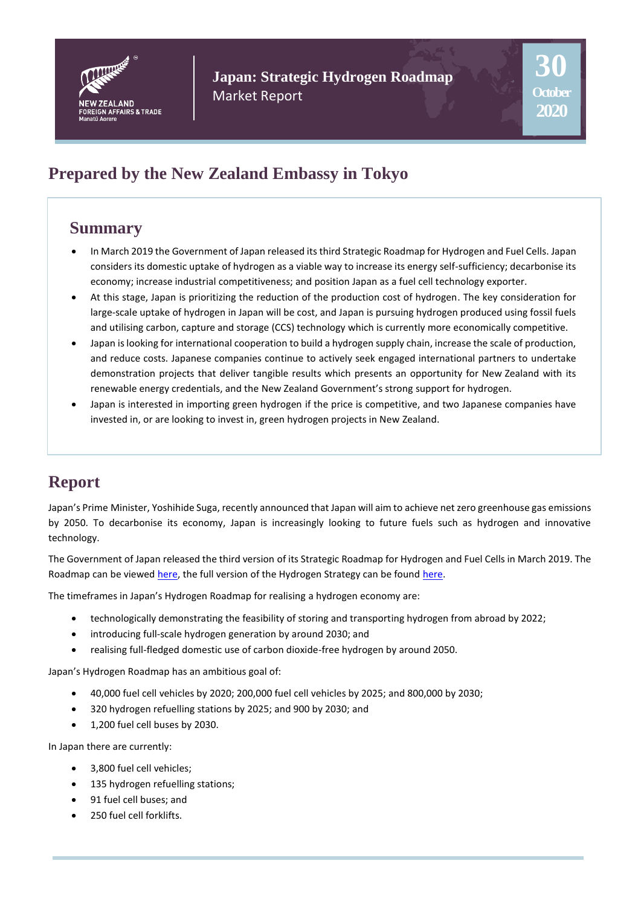NEW ZEALAND
FOREIGN AFFAIRS & TRADE
Manatū Aorere

# Japan: Strategic Hydrogen Roadmap

Market Report

30 October 2020

## Prepared by the New Zealand Embassy in Tokyo

## Summary

- In March 2019 the Government of Japan released its third Strategic Roadmap for Hydrogen and Fuel Cells. Japan considers its domestic uptake of hydrogen as a viable way to increase its energy self-sufficiency; decarbonise its economy; increase industrial competitiveness; and position Japan as a fuel cell technology exporter.
- At this stage, Japan is prioritizing the reduction of the production cost of hydrogen. The key consideration for large-scale uptake of hydrogen in Japan will be cost, and Japan is pursuing hydrogen produced using fossil fuels and utilising carbon, capture and storage (CCS) technology which is currently more economically competitive.
- Japan is looking for international cooperation to build a hydrogen supply chain, increase the scale of production, and reduce costs. Japanese companies continue to actively seek engaged international partners to undertake demonstration projects that deliver tangible results which presents an opportunity for New Zealand with its renewable energy credentials, and the New Zealand Government's strong support for hydrogen.
- Japan is interested in importing green hydrogen if the price is competitive, and two Japanese companies have invested in, or are looking to invest in, green hydrogen projects in New Zealand.

## Report

Japan's Prime Minister, Yoshihide Suga, recently announced that Japan will aim to achieve net zero greenhouse gas emissions by 2050. To decarbonise its economy, Japan is increasingly looking to future fuels such as hydrogen and innovative technology.

The Government of Japan released the third version of its Strategic Roadmap for Hydrogen and Fuel Cells in March 2019. The Roadmap can be viewed here, the full version of the Hydrogen Strategy can be found here.

The timeframes in Japan's Hydrogen Roadmap for realising a hydrogen economy are:

- technologically demonstrating the feasibility of storing and transporting hydrogen from abroad by 2022;
- introducing full-scale hydrogen generation by around 2030; and
- realising full-fledged domestic use of carbon dioxide-free hydrogen by around 2050.

Japan's Hydrogen Roadmap has an ambitious goal of:

- 40,000 fuel cell vehicles by 2020; 200,000 fuel cell vehicles by 2025; and 800,000 by 2030;
- 320 hydrogen refuelling stations by 2025; and 900 by 2030; and
- 1,200 fuel cell buses by 2030.

In Japan there are currently:

- 3,800 fuel cell vehicles;
- 135 hydrogen refuelling stations;
- 91 fuel cell buses; and
- 250 fuel cell forklifts.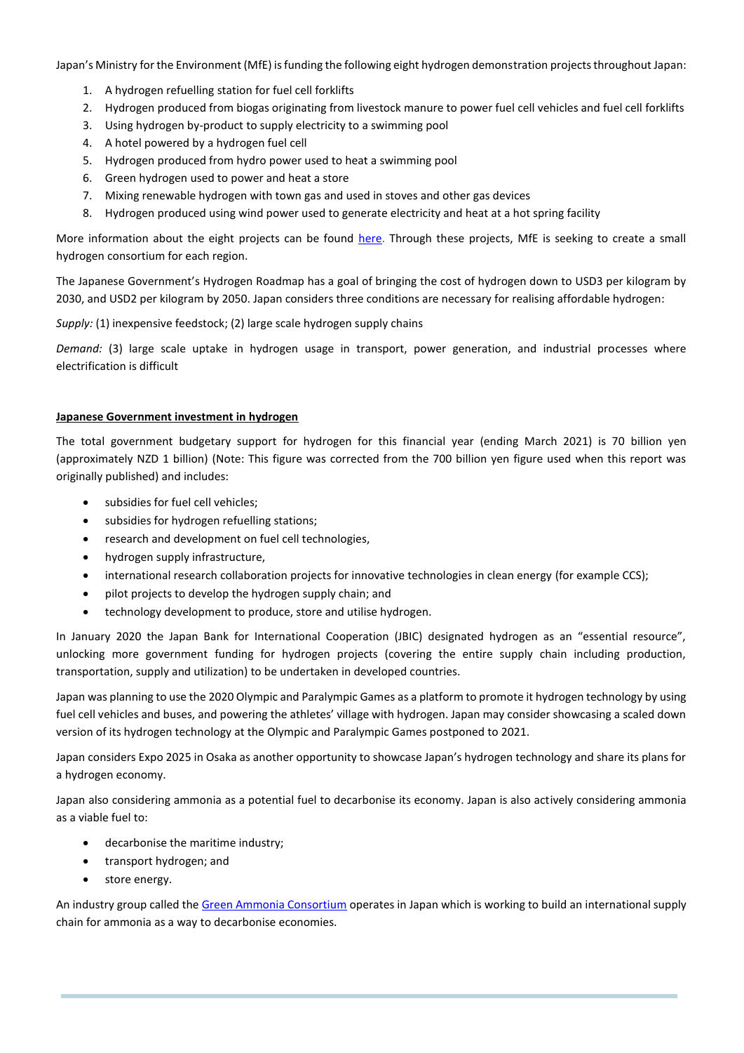Japan's Ministry for the Environment (MfE) is funding the following eight hydrogen demonstration projects throughout Japan:

1. A hydrogen refuelling station for fuel cell forklifts
2. Hydrogen produced from biogas originating from livestock manure to power fuel cell vehicles and fuel cell forklifts
3. Using hydrogen by-product to supply electricity to a swimming pool
4. A hotel powered by a hydrogen fuel cell
5. Hydrogen produced from hydro power used to heat a swimming pool
6. Green hydrogen used to power and heat a store
7. Mixing renewable hydrogen with town gas and used in stoves and other gas devices
8. Hydrogen produced using wind power used to generate electricity and heat at a hot spring facility

More information about the eight projects can be found here. Through these projects, MfE is seeking to create a small hydrogen consortium for each region.

The Japanese Government's Hydrogen Roadmap has a goal of bringing the cost of hydrogen down to USD3 per kilogram by 2030, and USD2 per kilogram by 2050. Japan considers three conditions are necessary for realising affordable hydrogen:

*Supply:* (1) inexpensive feedstock; (2) large scale hydrogen supply chains

*Demand:* (3) large scale uptake in hydrogen usage in transport, power generation, and industrial processes where electrification is difficult

## Japanese Government investment in hydrogen

The total government budgetary support for hydrogen for this financial year (ending March 2021) is 70 billion yen (approximately NZD 1 billion) (Note: This figure was corrected from the 700 billion yen figure used when this report was originally published) and includes:

- subsidies for fuel cell vehicles;
- subsidies for hydrogen refuelling stations;
- research and development on fuel cell technologies,
- hydrogen supply infrastructure,
- international research collaboration projects for innovative technologies in clean energy (for example CCS);
- pilot projects to develop the hydrogen supply chain; and
- technology development to produce, store and utilise hydrogen.

In January 2020 the Japan Bank for International Cooperation (JBIC) designated hydrogen as an "essential resource", unlocking more government funding for hydrogen projects (covering the entire supply chain including production, transportation, supply and utilization) to be undertaken in developed countries.

Japan was planning to use the 2020 Olympic and Paralympic Games as a platform to promote it hydrogen technology by using fuel cell vehicles and buses, and powering the athletes' village with hydrogen. Japan may consider showcasing a scaled down version of its hydrogen technology at the Olympic and Paralympic Games postponed to 2021.

Japan considers Expo 2025 in Osaka as another opportunity to showcase Japan's hydrogen technology and share its plans for a hydrogen economy.

Japan also considering ammonia as a potential fuel to decarbonise its economy. Japan is also actively considering ammonia as a viable fuel to:

- decarbonise the maritime industry;
- transport hydrogen; and
- store energy.

An industry group called the Green Ammonia Consortium operates in Japan which is working to build an international supply chain for ammonia as a way to decarbonise economies.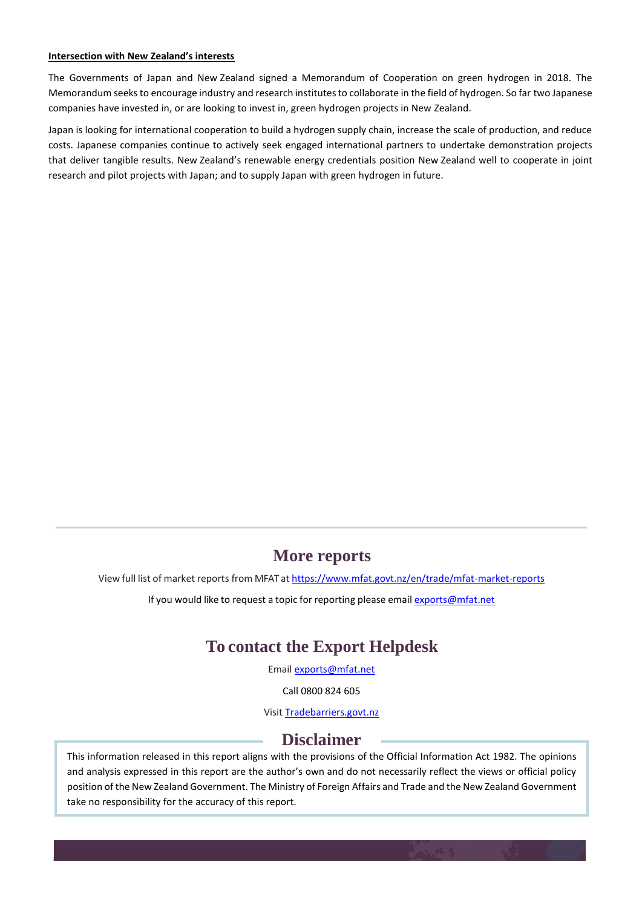**Intersection with New Zealand's interests**

The Governments of Japan and New Zealand signed a Memorandum of Cooperation on green hydrogen in 2018. The Memorandum seeks to encourage industry and research institutes to collaborate in the field of hydrogen. So far two Japanese companies have invested in, or are looking to invest in, green hydrogen projects in New Zealand.

Japan is looking for international cooperation to build a hydrogen supply chain, increase the scale of production, and reduce costs. Japanese companies continue to actively seek engaged international partners to undertake demonstration projects that deliver tangible results. New Zealand's renewable energy credentials position New Zealand well to cooperate in joint research and pilot projects with Japan; and to supply Japan with green hydrogen in future.

## More reports

View full list of market reports from MFAT at https://www.mfat.govt.nz/en/trade/mfat-market-reports

If you would like to request a topic for reporting please email exports@mfat.net

## To contact the Export Helpdesk

Email exports@mfat.net

Call 0800 824 605

Visit Tradebarriers.govt.nz

## Disclaimer

This information released in this report aligns with the provisions of the Official Information Act 1982. The opinions and analysis expressed in this report are the author's own and do not necessarily reflect the views or official policy position of the New Zealand Government. The Ministry of Foreign Affairs and Trade and the New Zealand Government take no responsibility for the accuracy of this report.